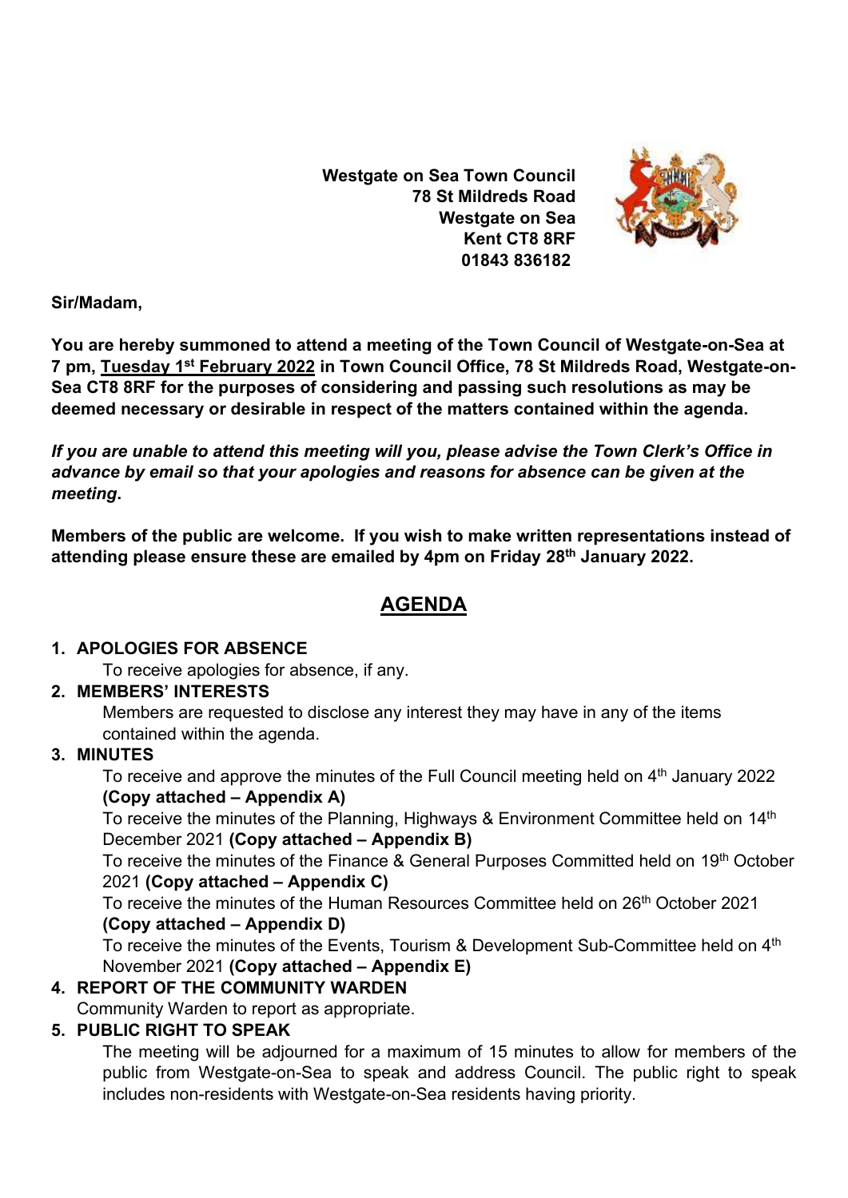**Westgate on Sea Town Council**
**78 St Mildreds Road**
**Westgate on Sea**
**Kent CT8 8RF**
**01843 836182**

**Sir/Madam,**

**You are hereby summoned to attend a meeting of the Town Council of Westgate-on-Sea at 7 pm, Tuesday 1st February 2022 in Town Council Office, 78 St Mildreds Road, Westgate-on-Sea CT8 8RF for the purposes of considering and passing such resolutions as may be deemed necessary or desirable in respect of the matters contained within the agenda.**

***If you are unable to attend this meeting will you, please advise the Town Clerk's Office in advance by email so that your apologies and reasons for absence can be given at the meeting.***

**Members of the public are welcome. If you wish to make written representations instead of attending please ensure these are emailed by 4pm on Friday 28th January 2022.**

# AGENDA

1. **APOLOGIES FOR ABSENCE**

   To receive apologies for absence, if any.

2. **MEMBERS' INTERESTS**

   Members are requested to disclose any interest they may have in any of the items contained within the agenda.

3. **MINUTES**

   To receive and approve the minutes of the Full Council meeting held on 4th January 2022 **(Copy attached – Appendix A)**

   To receive the minutes of the Planning, Highways & Environment Committee held on 14th December 2021 **(Copy attached – Appendix B)**

   To receive the minutes of the Finance & General Purposes Committed held on 19th October 2021 **(Copy attached – Appendix C)**

   To receive the minutes of the Human Resources Committee held on 26th October 2021 **(Copy attached – Appendix D)**

   To receive the minutes of the Events, Tourism & Development Sub-Committee held on 4th November 2021 **(Copy attached – Appendix E)**

4. **REPORT OF THE COMMUNITY WARDEN**

   Community Warden to report as appropriate.

5. **PUBLIC RIGHT TO SPEAK**

   The meeting will be adjourned for a maximum of 15 minutes to allow for members of the public from Westgate-on-Sea to speak and address Council. The public right to speak includes non-residents with Westgate-on-Sea residents having priority.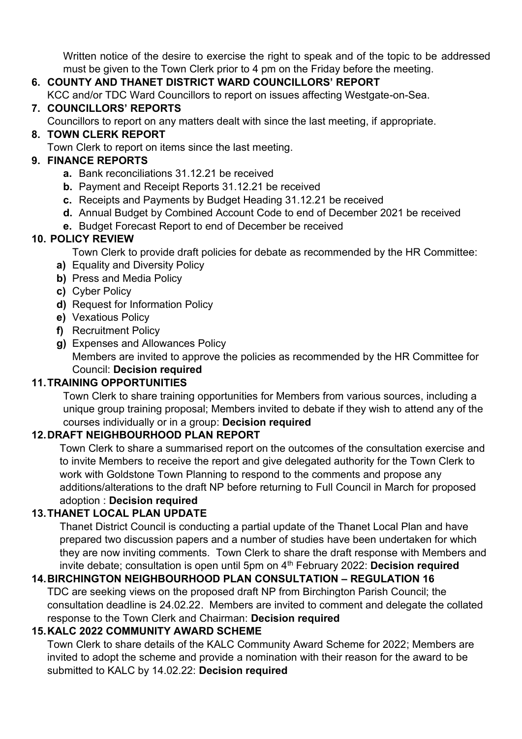Written notice of the desire to exercise the right to speak and of the topic to be addressed must be given to the Town Clerk prior to 4 pm on the Friday before the meeting.

**6. COUNTY AND THANET DISTRICT WARD COUNCILLORS' REPORT**

KCC and/or TDC Ward Councillors to report on issues affecting Westgate-on-Sea.

**7. COUNCILLORS' REPORTS**

Councillors to report on any matters dealt with since the last meeting, if appropriate.

**8. TOWN CLERK REPORT**

Town Clerk to report on items since the last meeting.

**9. FINANCE REPORTS**

- **a.** Bank reconciliations 31.12.21 be received
- **b.** Payment and Receipt Reports 31.12.21 be received
- **c.** Receipts and Payments by Budget Heading 31.12.21 be received
- **d.** Annual Budget by Combined Account Code to end of December 2021 be received
- **e.** Budget Forecast Report to end of December be received

**10. POLICY REVIEW**

Town Clerk to provide draft policies for debate as recommended by the HR Committee:

- **a)** Equality and Diversity Policy
- **b)** Press and Media Policy
- **c)** Cyber Policy
- **d)** Request for Information Policy
- **e)** Vexatious Policy
- **f)** Recruitment Policy
- **g)** Expenses and Allowances Policy

Members are invited to approve the policies as recommended by the HR Committee for Council: **Decision required**

**11. TRAINING OPPORTUNITIES**

Town Clerk to share training opportunities for Members from various sources, including a unique group training proposal; Members invited to debate if they wish to attend any of the courses individually or in a group: **Decision required**

**12. DRAFT NEIGHBOURHOOD PLAN REPORT**

Town Clerk to share a summarised report on the outcomes of the consultation exercise and to invite Members to receive the report and give delegated authority for the Town Clerk to work with Goldstone Town Planning to respond to the comments and propose any additions/alterations to the draft NP before returning to Full Council in March for proposed adoption : **Decision required**

**13. THANET LOCAL PLAN UPDATE**

Thanet District Council is conducting a partial update of the Thanet Local Plan and have prepared two discussion papers and a number of studies have been undertaken for which they are now inviting comments. Town Clerk to share the draft response with Members and invite debate; consultation is open until 5pm on 4th February 2022: **Decision required**

**14. BIRCHINGTON NEIGHBOURHOOD PLAN CONSULTATION – REGULATION 16**

TDC are seeking views on the proposed draft NP from Birchington Parish Council; the consultation deadline is 24.02.22. Members are invited to comment and delegate the collated response to the Town Clerk and Chairman: **Decision required**

**15. KALC 2022 COMMUNITY AWARD SCHEME**

Town Clerk to share details of the KALC Community Award Scheme for 2022; Members are invited to adopt the scheme and provide a nomination with their reason for the award to be submitted to KALC by 14.02.22: **Decision required**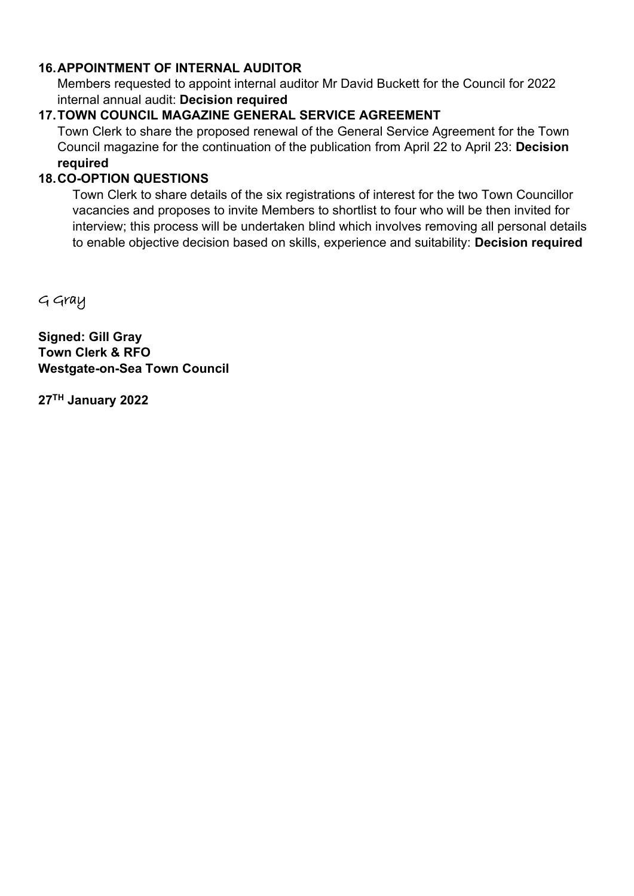**16. APPOINTMENT OF INTERNAL AUDITOR**

Members requested to appoint internal auditor Mr David Buckett for the Council for 2022 internal annual audit: **Decision required**

**17. TOWN COUNCIL MAGAZINE GENERAL SERVICE AGREEMENT**

Town Clerk to share the proposed renewal of the General Service Agreement for the Town Council magazine for the continuation of the publication from April 22 to April 23: **Decision required**

**18. CO-OPTION QUESTIONS**

Town Clerk to share details of the six registrations of interest for the two Town Councillor vacancies and proposes to invite Members to shortlist to four who will be then invited for interview; this process will be undertaken blind which involves removing all personal details to enable objective decision based on skills, experience and suitability: **Decision required**

G Gray

**Signed: Gill Gray**
**Town Clerk & RFO**
**Westgate-on-Sea Town Council**

**27TH January 2022**